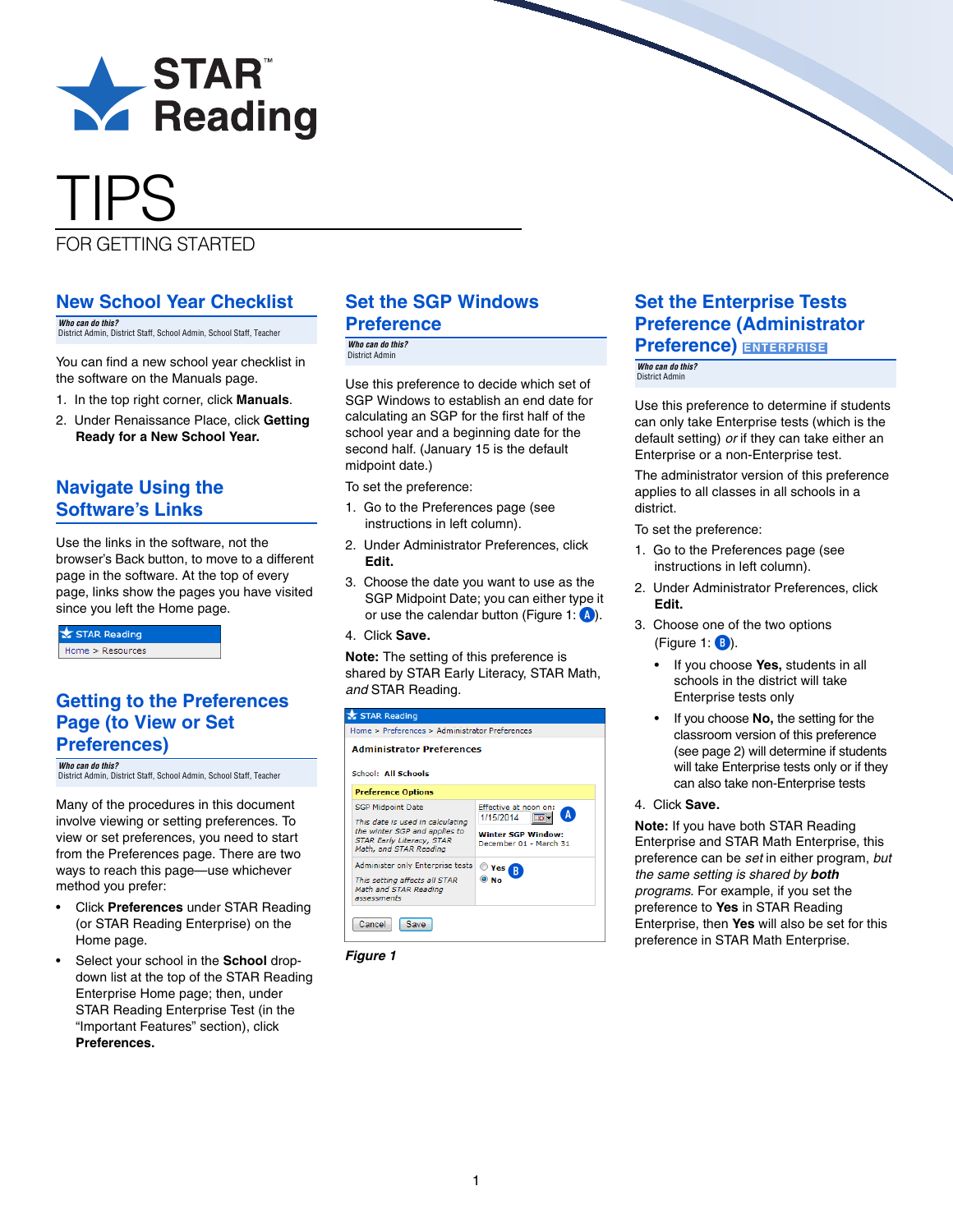# STAR™ Reading

# TIPS

FOR GETTING STARTED

## New School Year Checklist

***Who can do this?***
District Admin, District Staff, School Admin, School Staff, Teacher

You can find a new school year checklist in the software on the Manuals page.

1. In the top right corner, click **Manuals**.
2. Under Renaissance Place, click **Getting Ready for a New School Year.**

## Navigate Using the Software's Links

Use the links in the software, not the browser's Back button, to move to a different page in the software. At the top of every page, links show the pages you have visited since you left the Home page.

STAR Reading
Home > Resources

## Getting to the Preferences Page (to View or Set Preferences)

***Who can do this?***
District Admin, District Staff, School Admin, School Staff, Teacher

Many of the procedures in this document involve viewing or setting preferences. To view or set preferences, you need to start from the Preferences page. There are two ways to reach this page—use whichever method you prefer:

- Click **Preferences** under STAR Reading (or STAR Reading Enterprise) on the Home page.
- Select your school in the **School** drop-down list at the top of the STAR Reading Enterprise Home page; then, under STAR Reading Enterprise Test (in the "Important Features" section), click **Preferences.**

## Set the SGP Windows Preference

***Who can do this?***
District Admin

Use this preference to decide which set of SGP Windows to establish an end date for calculating an SGP for the first half of the school year and a beginning date for the second half. (January 15 is the default midpoint date.)

To set the preference:

1. Go to the Preferences page (see instructions in left column).
2. Under Administrator Preferences, click **Edit.**
3. Choose the date you want to use as the SGP Midpoint Date; you can either type it or use the calendar button (Figure 1: A).
4. Click **Save.**

**Note:** The setting of this preference is shared by STAR Early Literacy, STAR Math, *and* STAR Reading.

STAR Reading
Home > Preferences > Administrator Preferences

**Administrator Preferences**

School: **All Schools**

| Preference Options | |
|---|---|
| SGP Midpoint Date<br>*This date is used in calculating the winter SGP and applies to STAR Early Literacy, STAR Math, and STAR Reading* | Effective at noon on: 1/15/2014 (A)<br>**Winter SGP Window:** December 01 - March 31 |
| Administer only Enterprise tests<br>*This setting affects all STAR Math and STAR Reading assessments* | ○ Yes (B)<br>◉ No |

Cancel | Save

***Figure 1***

## Set the Enterprise Tests Preference (Administrator Preference) ENTERPRISE

***Who can do this?***
District Admin

Use this preference to determine if students can only take Enterprise tests (which is the default setting) *or* if they can take either an Enterprise or a non-Enterprise test.

The administrator version of this preference applies to all classes in all schools in a district.

To set the preference:

1. Go to the Preferences page (see instructions in left column).
2. Under Administrator Preferences, click **Edit.**
3. Choose one of the two options (Figure 1: B).
   - If you choose **Yes,** students in all schools in the district will take Enterprise tests only
   - If you choose **No,** the setting for the classroom version of this preference (see page 2) will determine if students will take Enterprise tests only or if they can also take non-Enterprise tests
4. Click **Save.**

**Note:** If you have both STAR Reading Enterprise and STAR Math Enterprise, this preference can be *set* in either program, *but the same setting is shared by **both** programs.* For example, if you set the preference to **Yes** in STAR Reading Enterprise, then **Yes** will also be set for this preference in STAR Math Enterprise.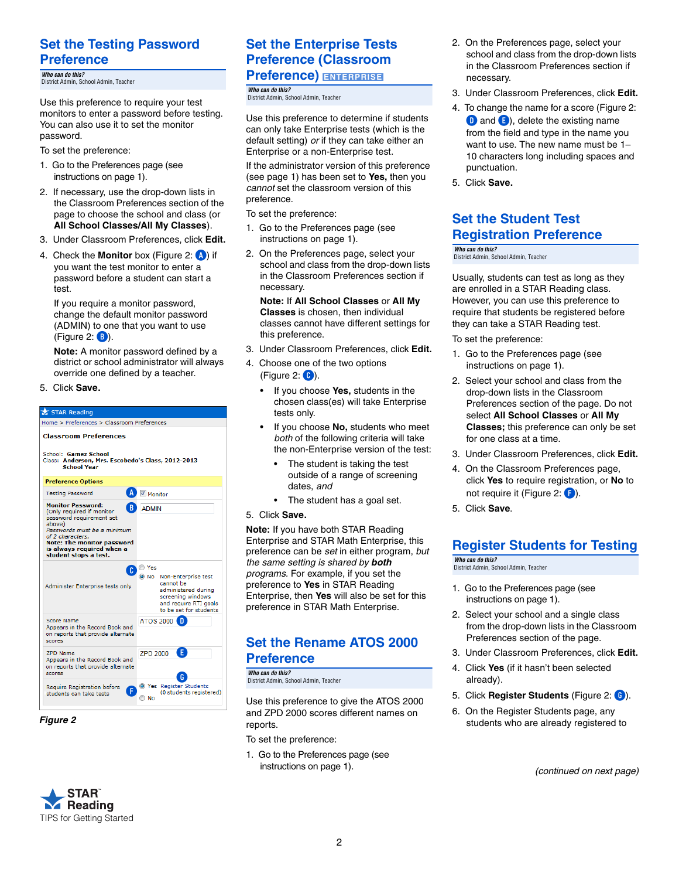## Set the Testing Password Preference

*Who can do this?*
District Admin, School Admin, Teacher

Use this preference to require your test monitors to enter a password before testing. You can also use it to set the monitor password.

To set the preference:

1. Go to the Preferences page (see instructions on page 1).
2. If necessary, use the drop-down lists in the Classroom Preferences section of the page to choose the school and class (or **All School Classes/All My Classes**).
3. Under Classroom Preferences, click **Edit.**
4. Check the **Monitor** box (Figure 2: A) if you want the test monitor to enter a password before a student can start a test.

   If you require a monitor password, change the default monitor password (ADMIN) to one that you want to use (Figure 2: B).

   **Note:** A monitor password defined by a district or school administrator will always override one defined by a teacher.
5. Click **Save.**

STAR Reading
Home > Preferences > Classroom Preferences

**Classroom Preferences**

School: Gamez School
Class: Anderson, Mrs. Escobedo's Class, 2012-2013 School Year

| Preference Options | |
|---|---|
| Testing Password (A) | ☑ Monitor |
| **Monitor Password:** (Only required if monitor password requirement set above) *Passwords must be a minimum of 2 characters.* **Note: The monitor password is always required when a student stops a test.** (B) | ADMIN |
| Administer Enterprise tests only (C) | ○ Yes ◉ No Non-Enterprise test cannot be administered during screening windows and require RTI goals to be set for students |
| Score Name Appears in the Record Book and on reports that provide alternate scores | ATOS 2000 (D) |
| ZPD Name Appears in the Record Book and on reports that provide alternate scores | ZPD 2000 (E) |
| Require Registration before students can take tests (F) | ◉ Yes Register Students (G) (0 students registered) ○ No |

*Figure 2*

## Set the Enterprise Tests Preference (Classroom Preference) ENTERPRISE

*Who can do this?*
District Admin, School Admin, Teacher

Use this preference to determine if students can only take Enterprise tests (which is the default setting) *or* if they can take either an Enterprise or a non-Enterprise test.

If the administrator version of this preference (see page 1) has been set to **Yes,** then you *cannot* set the classroom version of this preference.

To set the preference:

1. Go to the Preferences page (see instructions on page 1).
2. On the Preferences page, select your school and class from the drop-down lists in the Classroom Preferences section if necessary.

   **Note:** If **All School Classes** or **All My Classes** is chosen, then individual classes cannot have different settings for this preference.
3. Under Classroom Preferences, click **Edit.**
4. Choose one of the two options (Figure 2: C).
   - If you choose **Yes,** students in the chosen class(es) will take Enterprise tests only.
   - If you choose **No,** students who meet *both* of the following criteria will take the non-Enterprise version of the test:
     - The student is taking the test outside of a range of screening dates, *and*
     - The student has a goal set.
5. Click **Save.**

**Note:** If you have both STAR Reading Enterprise and STAR Math Enterprise, this preference can be *set* in either program, *but the same setting is shared by* ***both*** *programs.* For example, if you set the preference to **Yes** in STAR Reading Enterprise, then **Yes** will also be set for this preference in STAR Math Enterprise.

## Set the Rename ATOS 2000 Preference

*Who can do this?*
District Admin, School Admin, Teacher

Use this preference to give the ATOS 2000 and ZPD 2000 scores different names on reports.

To set the preference:

1. Go to the Preferences page (see instructions on page 1).
2. On the Preferences page, select your school and class from the drop-down lists in the Classroom Preferences section if necessary.
3. Under Classroom Preferences, click **Edit.**
4. To change the name for a score (Figure 2: D and E), delete the existing name from the field and type in the name you want to use. The new name must be 1–10 characters long including spaces and punctuation.
5. Click **Save.**

## Set the Student Test Registration Preference

*Who can do this?*
District Admin, School Admin, Teacher

Usually, students can test as long as they are enrolled in a STAR Reading class. However, you can use this preference to require that students be registered before they can take a STAR Reading test.

To set the preference:

1. Go to the Preferences page (see instructions on page 1).
2. Select your school and class from the drop-down lists in the Classroom Preferences section of the page. Do not select **All School Classes** or **All My Classes;** this preference can only be set for one class at a time.
3. Under Classroom Preferences, click **Edit.**
4. On the Classroom Preferences page, click **Yes** to require registration, or **No** to not require it (Figure 2: F).
5. Click **Save**.

## Register Students for Testing

*Who can do this?*
District Admin, School Admin, Teacher

1. Go to the Preferences page (see instructions on page 1).
2. Select your school and a single class from the drop-down lists in the Classroom Preferences section of the page.
3. Under Classroom Preferences, click **Edit.**
4. Click **Yes** (if it hasn't been selected already).
5. Click **Register Students** (Figure 2: G).
6. On the Register Students page, any students who are already registered to

*(continued on next page)*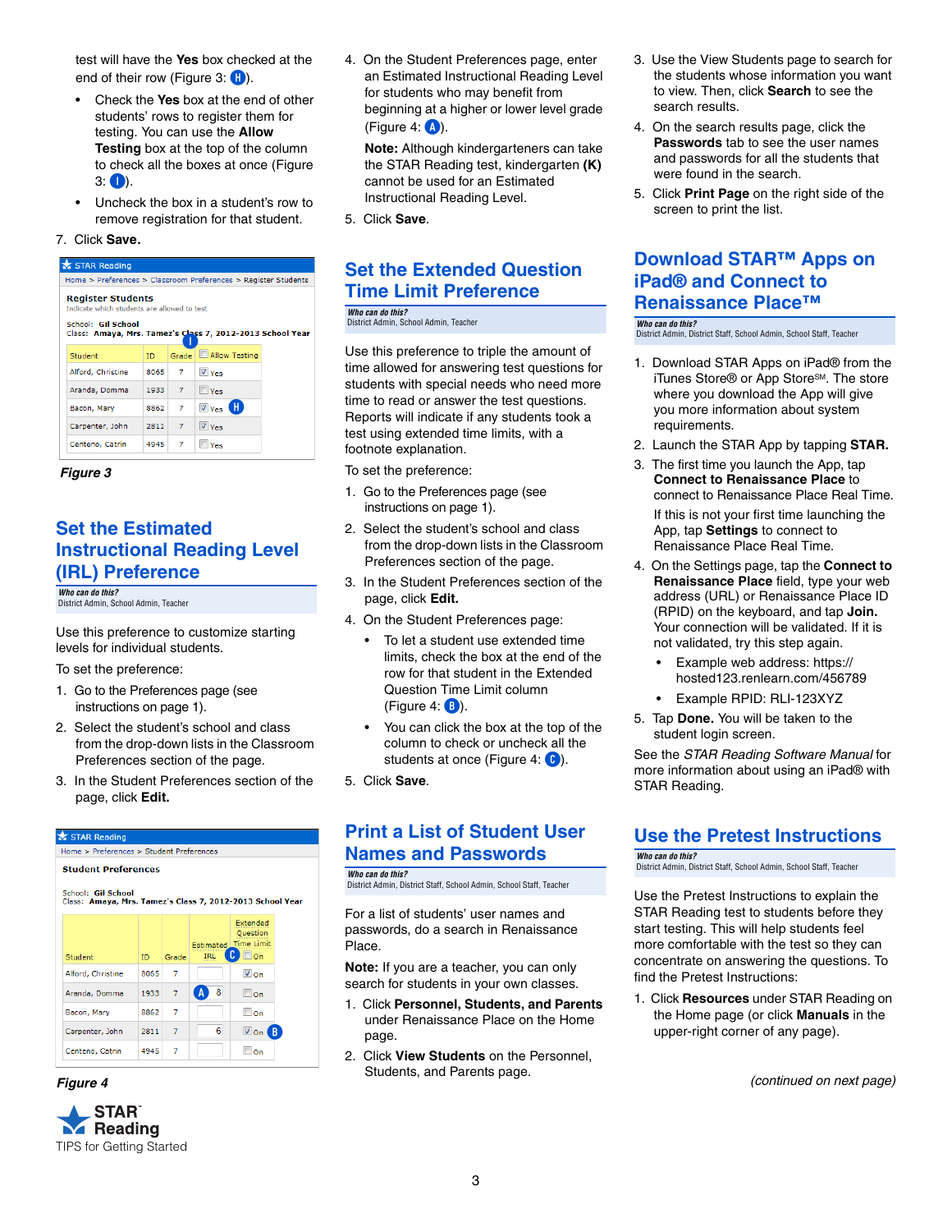test will have the **Yes** box checked at the end of their row (Figure 3: H).

- Check the **Yes** box at the end of other students' rows to register them for testing. You can use the **Allow Testing** box at the top of the column to check all the boxes at once (Figure 3: I).
- Uncheck the box in a student's row to remove registration for that student.

7. Click **Save.**

STAR Reading
Home > Preferences > Classroom Preferences > Register Students

**Register Students**
Indicate which students are allowed to test

School: Gil School
Class: Amaya, Mrs. Tamez's Class 7, 2012-2013 School Year

| Student | ID | Grade | Allow Testing |
|---|---|---|---|
| Alford, Christine | 8065 | 7 | ☑ Yes |
| Aranda, Domma | 1933 | 7 | ☐ Yes |
| Bacon, Mary | 8862 | 7 | ☑ Yes |
| Carpenter, John | 2811 | 7 | ☑ Yes |
| Centeno, Catrin | 4945 | 7 | ☐ Yes |

*Figure 3*

## Set the Estimated Instructional Reading Level (IRL) Preference

*Who can do this?*
District Admin, School Admin, Teacher

Use this preference to customize starting levels for individual students.

To set the preference:

1. Go to the Preferences page (see instructions on page 1).
2. Select the student's school and class from the drop-down lists in the Classroom Preferences section of the page.
3. In the Student Preferences section of the page, click **Edit.**

STAR Reading
Home > Preferences > Student Preferences

**Student Preferences**

School: Gil School
Class: Amaya, Mrs. Tamez's Class 7, 2012-2013 School Year

| Student | ID | Grade | Estimated IRL | Extended Question Time Limit ☐ On |
|---|---|---|---|---|
| Alford, Christine | 8065 | 7 | | ☑ On |
| Aranda, Domma | 1933 | 7 | 8 | ☐ On |
| Bacon, Mary | 8862 | 7 | | ☐ On |
| Carpenter, John | 2811 | 7 | 6 | ☑ On |
| Centeno, Catrin | 4945 | 7 | | ☐ On |

*Figure 4*

4. On the Student Preferences page, enter an Estimated Instructional Reading Level for students who may benefit from beginning at a higher or lower level grade (Figure 4: A).

   **Note:** Although kindergarteners can take the STAR Reading test, kindergarten **(K)** cannot be used for an Estimated Instructional Reading Level.

5. Click **Save**.

## Set the Extended Question Time Limit Preference

*Who can do this?*
District Admin, School Admin, Teacher

Use this preference to triple the amount of time allowed for answering test questions for students with special needs who need more time to read or answer the test questions. Reports will indicate if any students took a test using extended time limits, with a footnote explanation.

To set the preference:

1. Go to the Preferences page (see instructions on page 1).
2. Select the student's school and class from the drop-down lists in the Classroom Preferences section of the page.
3. In the Student Preferences section of the page, click **Edit.**
4. On the Student Preferences page:
   - To let a student use extended time limits, check the box at the end of the row for that student in the Extended Question Time Limit column (Figure 4: B).
   - You can click the box at the top of the column to check or uncheck all the students at once (Figure 4: C).
5. Click **Save.**

## Print a List of Student User Names and Passwords

*Who can do this?*
District Admin, District Staff, School Admin, School Staff, Teacher

For a list of students' user names and passwords, do a search in Renaissance Place.

**Note:** If you are a teacher, you can only search for students in your own classes.

1. Click **Personnel, Students, and Parents** under Renaissance Place on the Home page.
2. Click **View Students** on the Personnel, Students, and Parents page.
3. Use the View Students page to search for the students whose information you want to view. Then, click **Search** to see the search results.
4. On the search results page, click the **Passwords** tab to see the user names and passwords for all the students that were found in the search.
5. Click **Print Page** on the right side of the screen to print the list.

## Download STAR™ Apps on iPad® and Connect to Renaissance Place™

*Who can do this?*
District Admin, District Staff, School Admin, School Staff, Teacher

1. Download STAR Apps on iPad® from the iTunes Store® or App Store℠. The store where you download the App will give you more information about system requirements.
2. Launch the STAR App by tapping **STAR.**
3. The first time you launch the App, tap **Connect to Renaissance Place** to connect to Renaissance Place Real Time.

   If this is not your first time launching the App, tap **Settings** to connect to Renaissance Place Real Time.

4. On the Settings page, tap the **Connect to Renaissance Place** field, type your web address (URL) or Renaissance Place ID (RPID) on the keyboard, and tap **Join.** Your connection will be validated. If it is not validated, try this step again.
   - Example web address: https://hosted123.renlearn.com/456789
   - Example RPID: RLI-123XYZ
5. Tap **Done.** You will be taken to the student login screen.

See the *STAR Reading Software Manual* for more information about using an iPad® with STAR Reading.

## Use the Pretest Instructions

*Who can do this?*
District Admin, District Staff, School Admin, School Staff, Teacher

Use the Pretest Instructions to explain the STAR Reading test to students before they start testing. This will help students feel more comfortable with the test so they can concentrate on answering the questions. To find the Pretest Instructions:

1. Click **Resources** under STAR Reading on the Home page (or click **Manuals** in the upper-right corner of any page).

*(continued on next page)*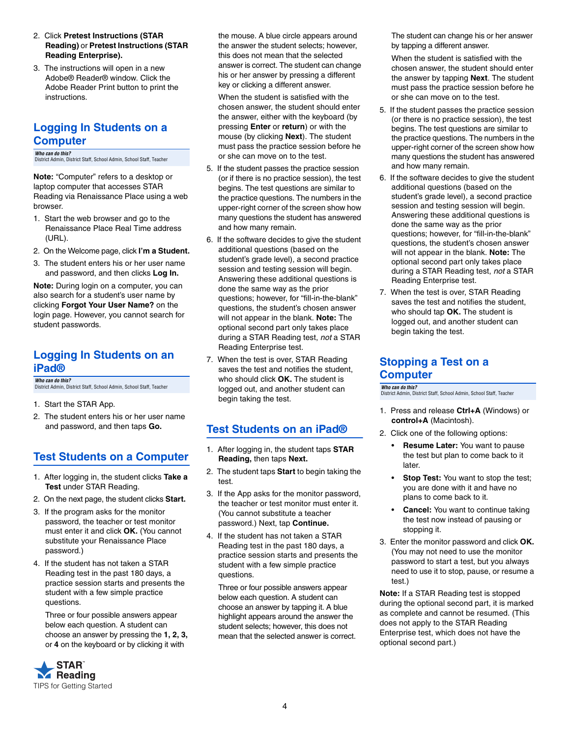2. Click **Pretest Instructions (STAR Reading)** or **Pretest Instructions (STAR Reading Enterprise).**
3. The instructions will open in a new Adobe® Reader® window. Click the Adobe Reader Print button to print the instructions.

## Logging In Students on a Computer

*Who can do this?*
District Admin, District Staff, School Admin, School Staff, Teacher

**Note:** "Computer" refers to a desktop or laptop computer that accesses STAR Reading via Renaissance Place using a web browser.

1. Start the web browser and go to the Renaissance Place Real Time address (URL).
2. On the Welcome page, click **I'm a Student.**
3. The student enters his or her user name and password, and then clicks **Log In.**

**Note:** During login on a computer, you can also search for a student's user name by clicking **Forgot Your User Name?** on the login page. However, you cannot search for student passwords.

## Logging In Students on an iPad®

*Who can do this?*
District Admin, District Staff, School Admin, School Staff, Teacher

1. Start the STAR App.
2. The student enters his or her user name and password, and then taps **Go.**

## Test Students on a Computer

1. After logging in, the student clicks **Take a Test** under STAR Reading.
2. On the next page, the student clicks **Start.**
3. If the program asks for the monitor password, the teacher or test monitor must enter it and click **OK.** (You cannot substitute your Renaissance Place password.)
4. If the student has not taken a STAR Reading test in the past 180 days, a practice session starts and presents the student with a few simple practice questions.

   Three or four possible answers appear below each question. A student can choose an answer by pressing the **1, 2, 3,** or **4** on the keyboard or by clicking it with the mouse. A blue circle appears around the answer the student selects; however, this does not mean that the selected answer is correct. The student can change his or her answer by pressing a different key or clicking a different answer.

   When the student is satisfied with the chosen answer, the student should enter the answer, either with the keyboard (by pressing **Enter** or **return**) or with the mouse (by clicking **Next**). The student must pass the practice session before he or she can move on to the test.
5. If the student passes the practice session (or if there is no practice session), the test begins. The test questions are similar to the practice questions. The numbers in the upper-right corner of the screen show how many questions the student has answered and how many remain.
6. If the software decides to give the student additional questions (based on the student's grade level), a second practice session and testing session will begin. Answering these additional questions is done the same way as the prior questions; however, for "fill-in-the-blank" questions, the student's chosen answer will not appear in the blank. **Note:** The optional second part only takes place during a STAR Reading test, *not* a STAR Reading Enterprise test.
7. When the test is over, STAR Reading saves the test and notifies the student, who should click **OK.** The student is logged out, and another student can begin taking the test.

## Test Students on an iPad®

1. After logging in, the student taps **STAR Reading,** then taps **Next.**
2. The student taps **Start** to begin taking the test.
3. If the App asks for the monitor password, the teacher or test monitor must enter it. (You cannot substitute a teacher password.) Next, tap **Continue.**
4. If the student has not taken a STAR Reading test in the past 180 days, a practice session starts and presents the student with a few simple practice questions.

   Three or four possible answers appear below each question. A student can choose an answer by tapping it. A blue highlight appears around the answer the student selects; however, this does not mean that the selected answer is correct.

   The student can change his or her answer by tapping a different answer.

   When the student is satisfied with the chosen answer, the student should enter the answer by tapping **Next**. The student must pass the practice session before he or she can move on to the test.
5. If the student passes the practice session (or there is no practice session), the test begins. The test questions are similar to the practice questions. The numbers in the upper-right corner of the screen show how many questions the student has answered and how many remain.
6. If the software decides to give the student additional questions (based on the student's grade level), a second practice session and testing session will begin. Answering these additional questions is done the same way as the prior questions; however, for "fill-in-the-blank" questions, the student's chosen answer will not appear in the blank. **Note:** The optional second part only takes place during a STAR Reading test, *not* a STAR Reading Enterprise test.
7. When the test is over, STAR Reading saves the test and notifies the student, who should tap **OK.** The student is logged out, and another student can begin taking the test.

## Stopping a Test on a Computer

*Who can do this?*
District Admin, District Staff, School Admin, School Staff, Teacher

1. Press and release **Ctrl+A** (Windows) or **control+A** (Macintosh).
2. Click one of the following options:
   - **Resume Later:** You want to pause the test but plan to come back to it later.
   - **Stop Test:** You want to stop the test; you are done with it and have no plans to come back to it.
   - **Cancel:** You want to continue taking the test now instead of pausing or stopping it.
3. Enter the monitor password and click **OK.** (You may not need to use the monitor password to start a test, but you always need to use it to stop, pause, or resume a test.)

**Note:** If a STAR Reading test is stopped during the optional second part, it is marked as complete and cannot be resumed. (This does not apply to the STAR Reading Enterprise test, which does not have the optional second part.)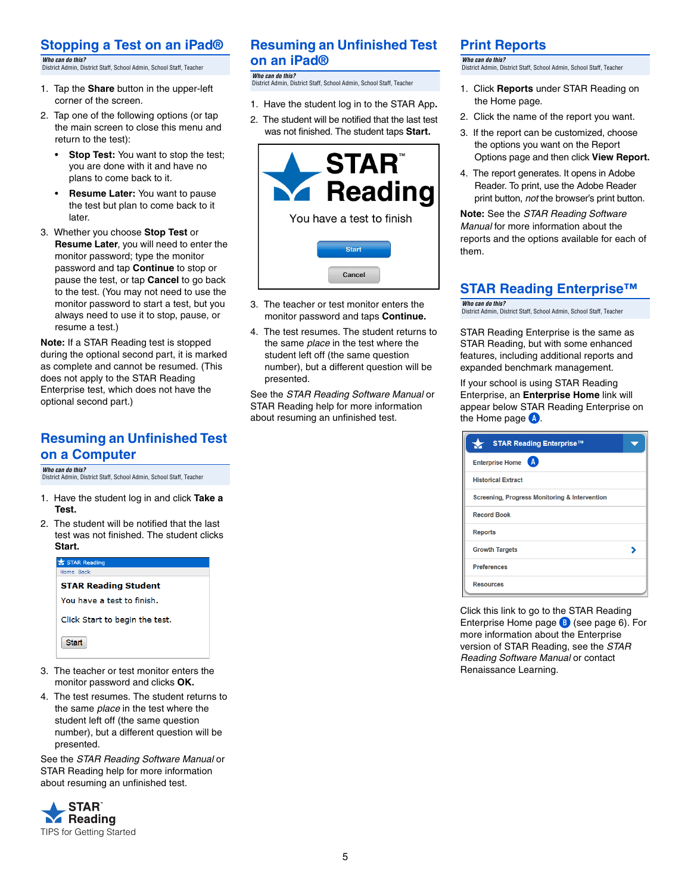## Stopping a Test on an iPad®

*Who can do this?*
District Admin, District Staff, School Admin, School Staff, Teacher

1. Tap the **Share** button in the upper-left corner of the screen.
2. Tap one of the following options (or tap the main screen to close this menu and return to the test):
   - **Stop Test:** You want to stop the test; you are done with it and have no plans to come back to it.
   - **Resume Later:** You want to pause the test but plan to come back to it later.
3. Whether you choose **Stop Test** or **Resume Later**, you will need to enter the monitor password; type the monitor password and tap **Continue** to stop or pause the test, or tap **Cancel** to go back to the test. (You may not need to use the monitor password to start a test, but you always need to use it to stop, pause, or resume a test.)

**Note:** If a STAR Reading test is stopped during the optional second part, it is marked as complete and cannot be resumed. (This does not apply to the STAR Reading Enterprise test, which does not have the optional second part.)

## Resuming an Unfinished Test on a Computer

*Who can do this?*
District Admin, District Staff, School Admin, School Staff, Teacher

1. Have the student log in and click **Take a Test.**
2. The student will be notified that the last test was not finished. The student clicks **Start.**

STAR Reading
Home Back
**STAR Reading Student**
You have a test to finish.
Click Start to begin the test.
Start

3. The teacher or test monitor enters the monitor password and clicks **OK.**
4. The test resumes. The student returns to the same *place* in the test where the student left off (the same question number), but a different question will be presented.

See the *STAR Reading Software Manual* or STAR Reading help for more information about resuming an unfinished test.

## Resuming an Unfinished Test on an iPad®

*Who can do this?*
District Admin, District Staff, School Admin, School Staff, Teacher

1. Have the student log in to the STAR App**.**
2. The student will be notified that the last test was not finished. The student taps **Start.**

STAR™ Reading
You have a test to finish
Start
Cancel

3. The teacher or test monitor enters the monitor password and taps **Continue.**
4. The test resumes. The student returns to the same *place* in the test where the student left off (the same question number), but a different question will be presented.

See the *STAR Reading Software Manual* or STAR Reading help for more information about resuming an unfinished test.

## Print Reports

*Who can do this?*
District Admin, District Staff, School Admin, School Staff, Teacher

1. Click **Reports** under STAR Reading on the Home page.
2. Click the name of the report you want.
3. If the report can be customized, choose the options you want on the Report Options page and then click **View Report.**
4. The report generates. It opens in Adobe Reader. To print, use the Adobe Reader print button, *not* the browser's print button.

**Note:** See the *STAR Reading Software Manual* for more information about the reports and the options available for each of them.

## STAR Reading Enterprise™

*Who can do this?*
District Admin, District Staff, School Admin, School Staff, Teacher

STAR Reading Enterprise is the same as STAR Reading, but with some enhanced features, including additional reports and expanded benchmark management.

If your school is using STAR Reading Enterprise, an **Enterprise Home** link will appear below STAR Reading Enterprise on the Home page (A).

STAR Reading Enterprise™
Enterprise Home (A)
Historical Extract
Screening, Progress Monitoring & Intervention
Record Book
Reports
Growth Targets
Preferences
Resources

Click this link to go to the STAR Reading Enterprise Home page (B) (see page 6). For more information about the Enterprise version of STAR Reading, see the *STAR Reading Software Manual* or contact Renaissance Learning.

STAR™ Reading
TIPS for Getting Started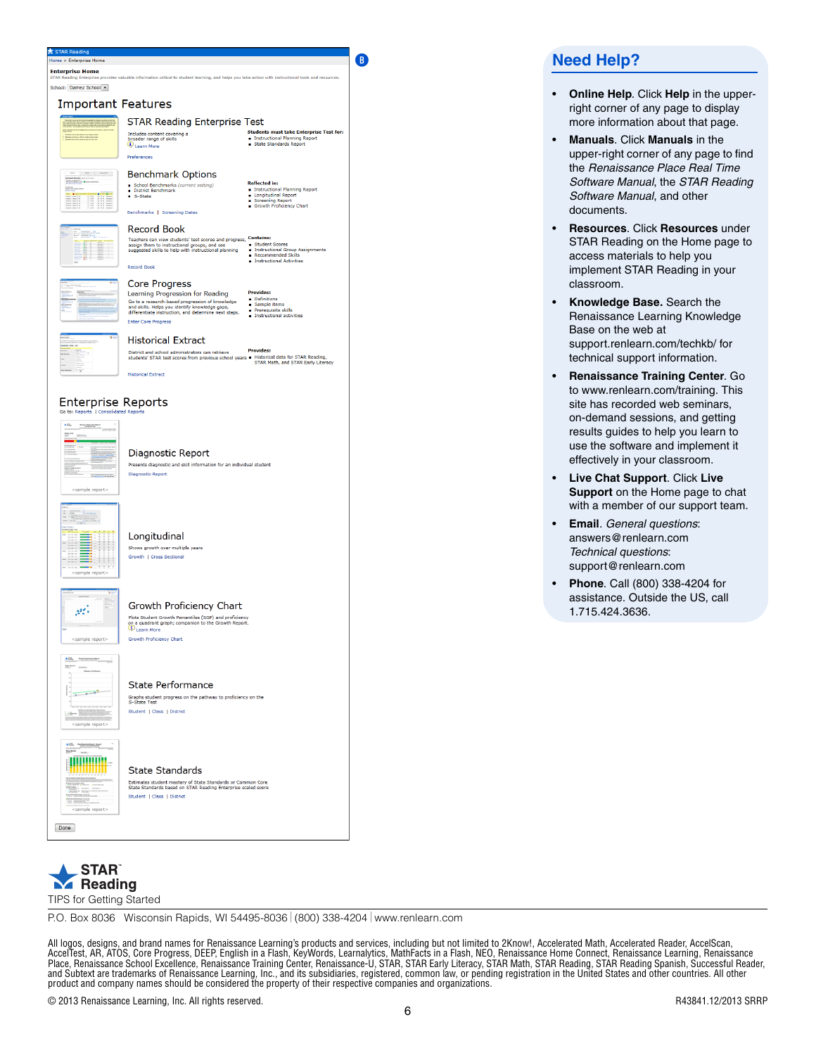STAR Reading

Home > Enterprise Home

**Enterprise Home**

STAR Reading Enterprise provides valuable information critical to student learning, and helps you take action with instructional tools and resources.

School: Gamez School

## Important Features

### STAR Reading Enterprise Test

Includes content covering a broader range of skills

Learn More

Students must take Enterprise Test for:

- Instructional Planning Report
- State Standards Report

Preferences

### Benchmark Options

- School Benchmarks (current setting)
- District Benchmark
- S-State

Reflected in:

- Instructional Planning Report
- Longitudinal Report
- Screening Report
- Growth Proficiency Chart

Benchmarks | Screening Dates

### Record Book

Teachers can view students' test scores and progress, assign them to instructional groups, and see suggested skills to help with instructional planning

Contains:

- Student Scores
- Instructional Group Assignments
- Recommended Skills
- Instructional Activities

Record Book

### Core Progress

Learning Progression for Reading

Go to a research-based progression of knowledge and skills. Helps you identify knowledge gaps, differentiate instruction, and determine next steps.

Provides:

- Definitions
- Sample items
- Prerequisite skills
- Instructional activities

Enter Core Progress

### Historical Extract

District and school administrators can retrieve students' STAR test scores from previous school years

Provides:

- Historical data for STAR Reading, STAR Math, and STAR Early Literacy

Historical Extract

## Enterprise Reports

Go to: Reports | Consolidated Reports

### Diagnostic Report

Presents diagnostic and skill information for an individual student

Diagnostic Report

<sample report>

### Longitudinal

Shows growth over multiple years

Growth | Cross Sectional

<sample report>

### Growth Proficiency Chart

Plots Student Growth Percentiles (SGP) and proficiency on a quadrant graph; companion to the Growth Report.

Learn More

Growth Proficiency Chart

<sample report>

### State Performance

Graphs student progress on the pathway to proficiency on the S-State Test

Student | Class | District

<sample report>

### State Standards

Estimates student mastery of State Standards or Common Core State Standards based on STAR Reading Enterprise scaled score

Student | Class | District

<sample report>

Done

B

## Need Help?

- **Online Help**. Click **Help** in the upper-right corner of any page to display more information about that page.
- **Manuals**. Click **Manuals** in the upper-right corner of any page to find the *Renaissance Place Real Time Software Manual*, the *STAR Reading Software Manual*, and other documents.
- **Resources**. Click **Resources** under STAR Reading on the Home page to access materials to help you implement STAR Reading in your classroom.
- **Knowledge Base**. Search the Renaissance Learning Knowledge Base on the web at support.renlearn.com/techkb/ for technical support information.
- **Renaissance Training Center**. Go to www.renlearn.com/training. This site has recorded web seminars, on-demand sessions, and getting results guides to help you learn to use the software and implement it effectively in your classroom.
- **Live Chat Support**. Click **Live Support** on the Home page to chat with a member of our support team.
- **Email**. *General questions*: answers@renlearn.com *Technical questions*: support@renlearn.com
- **Phone**. Call (800) 338-4204 for assistance. Outside the US, call 1.715.424.3636.

STAR Reading

TIPS for Getting Started

P.O. Box 8036 Wisconsin Rapids, WI 54495-8036 | (800) 338-4204 | www.renlearn.com

All logos, designs, and brand names for Renaissance Learning's products and services, including but not limited to 2Know!, Accelerated Math, Accelerated Reader, AccelScan, AccelTest, AR, ATOS, Core Progress, DEEP, English in a Flash, KeyWords, Learnalytics, MathFacts in a Flash, NEO, Renaissance Home Connect, Renaissance Learning, Renaissance Place, Renaissance School Excellence, Renaissance Training Center, Renaissance-U, STAR, STAR Early Literacy, STAR Math, STAR Reading, STAR Reading Spanish, Successful Reader, and Subtext are trademarks of Renaissance Learning, Inc., and its subsidiaries, registered, common law, or pending registration in the United States and other countries. All other product and company names should be considered the property of their respective companies and organizations.

© 2013 Renaissance Learning, Inc. All rights reserved.

R43841.12/2013 SRRP